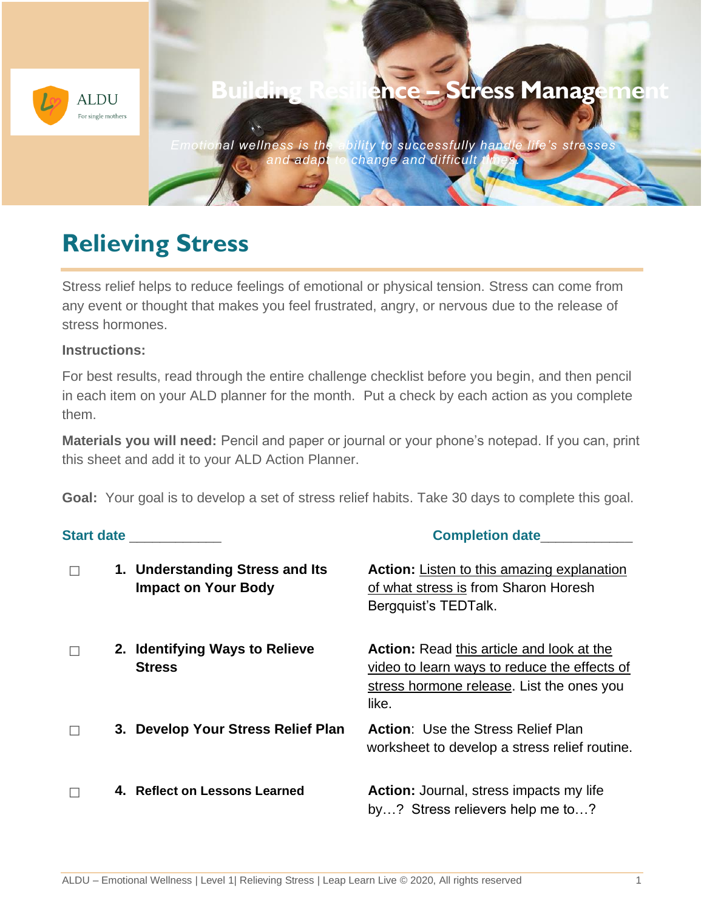ALDU
For single mothers

# Building Resilience – Stress Management

*Emotional wellness is the ability to successfully handle life's stresses and adapt to change and difficult times.*

## Relieving Stress

Stress relief helps to reduce feelings of emotional or physical tension. Stress can come from any event or thought that makes you feel frustrated, angry, or nervous due to the release of stress hormones.

**Instructions:**

For best results, read through the entire challenge checklist before you begin, and then pencil in each item on your ALD planner for the month. Put a check by each action as you complete them.

**Materials you will need:** Pencil and paper or journal or your phone's notepad. If you can, print this sheet and add it to your ALD Action Planner.

**Goal:** Your goal is to develop a set of stress relief habits. Take 30 days to complete this goal.

**Start date** ____________ **Completion date**____________

| | | |
|---|---|---|
| ☐ | **1. Understanding Stress and Its Impact on Your Body** | **Action:** Listen to this amazing explanation of what stress is from Sharon Horesh Bergquist's TEDTalk. |
| ☐ | **2. Identifying Ways to Relieve Stress** | **Action:** Read this article and look at the video to learn ways to reduce the effects of stress hormone release. List the ones you like. |
| ☐ | **3. Develop Your Stress Relief Plan** | **Action**: Use the Stress Relief Plan worksheet to develop a stress relief routine. |
| ☐ | **4. Reflect on Lessons Learned** | **Action:** Journal, stress impacts my life by…? Stress relievers help me to…? |

ALDU – Emotional Wellness | Level 1| Relieving Stress | Leap Learn Live © 2020, All rights reserved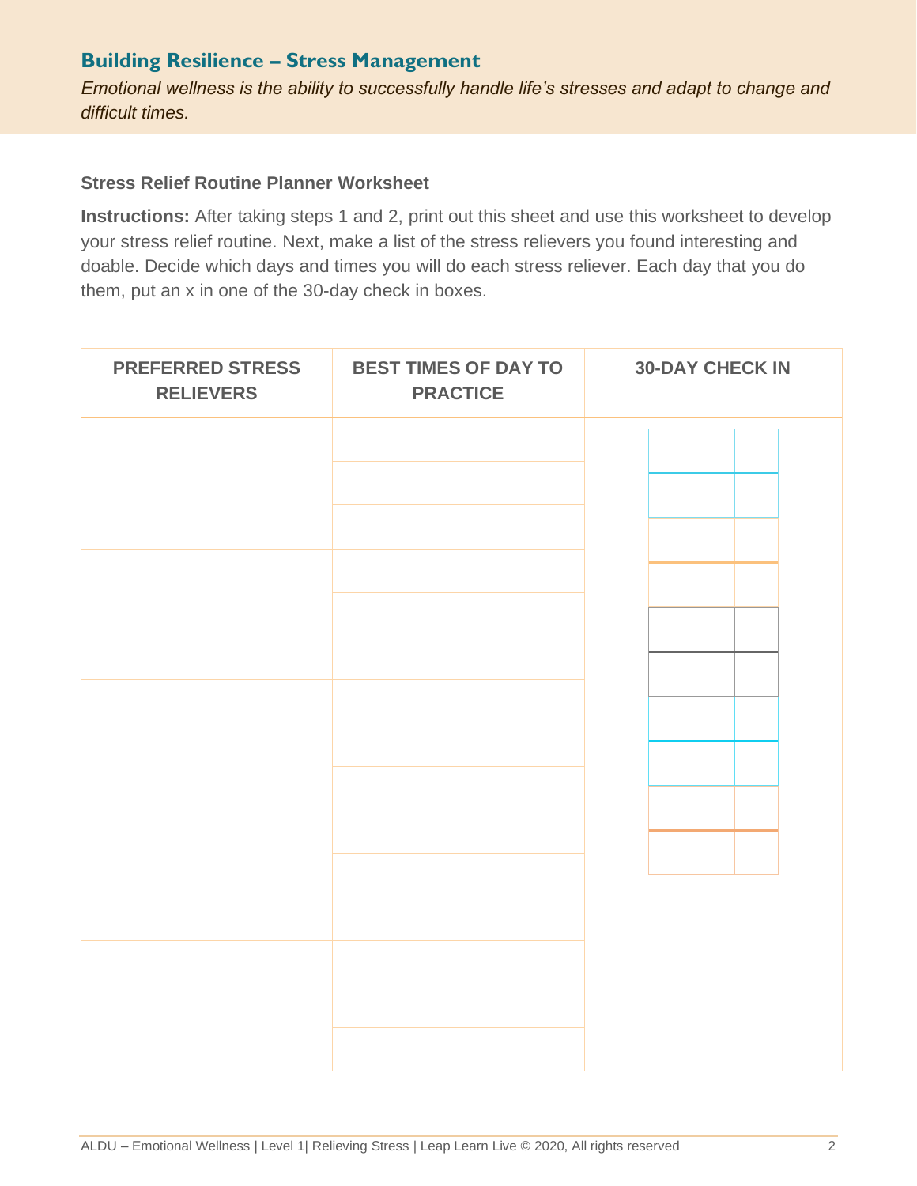## Building Resilience – Stress Management

*Emotional wellness is the ability to successfully handle life's stresses and adapt to change and difficult times.*

**Stress Relief Routine Planner Worksheet**

**Instructions:** After taking steps 1 and 2, print out this sheet and use this worksheet to develop your stress relief routine. Next, make a list of the stress relievers you found interesting and doable. Decide which days and times you will do each stress reliever. Each day that you do them, put an x in one of the 30-day check in boxes.

| PREFERRED STRESS RELIEVERS | BEST TIMES OF DAY TO PRACTICE | 30-DAY CHECK IN |
|---|---|---|
| | | |
| | | |
| | | |
| | | |
| | | |
| | | |
| | | |
| | | |
| | | |
| | | |
| | | |
| | | |
| | | |
| | | |
| | | |